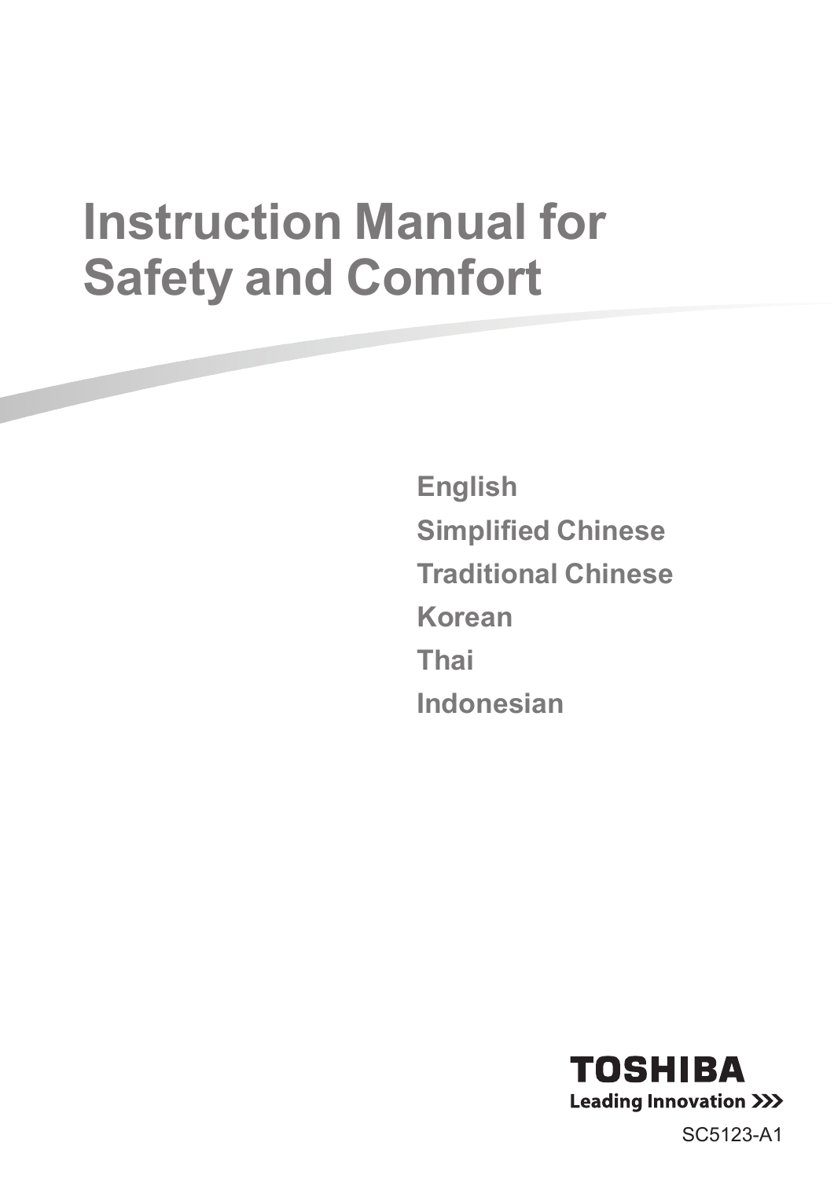# Instruction Manual for Safety and Comfort

**English**

**Simplified Chinese**

**Traditional Chinese**

**Korean**

**Thai**

**Indonesian**

**TOSHIBA**

**Leading Innovation >>>**

SC5123-A1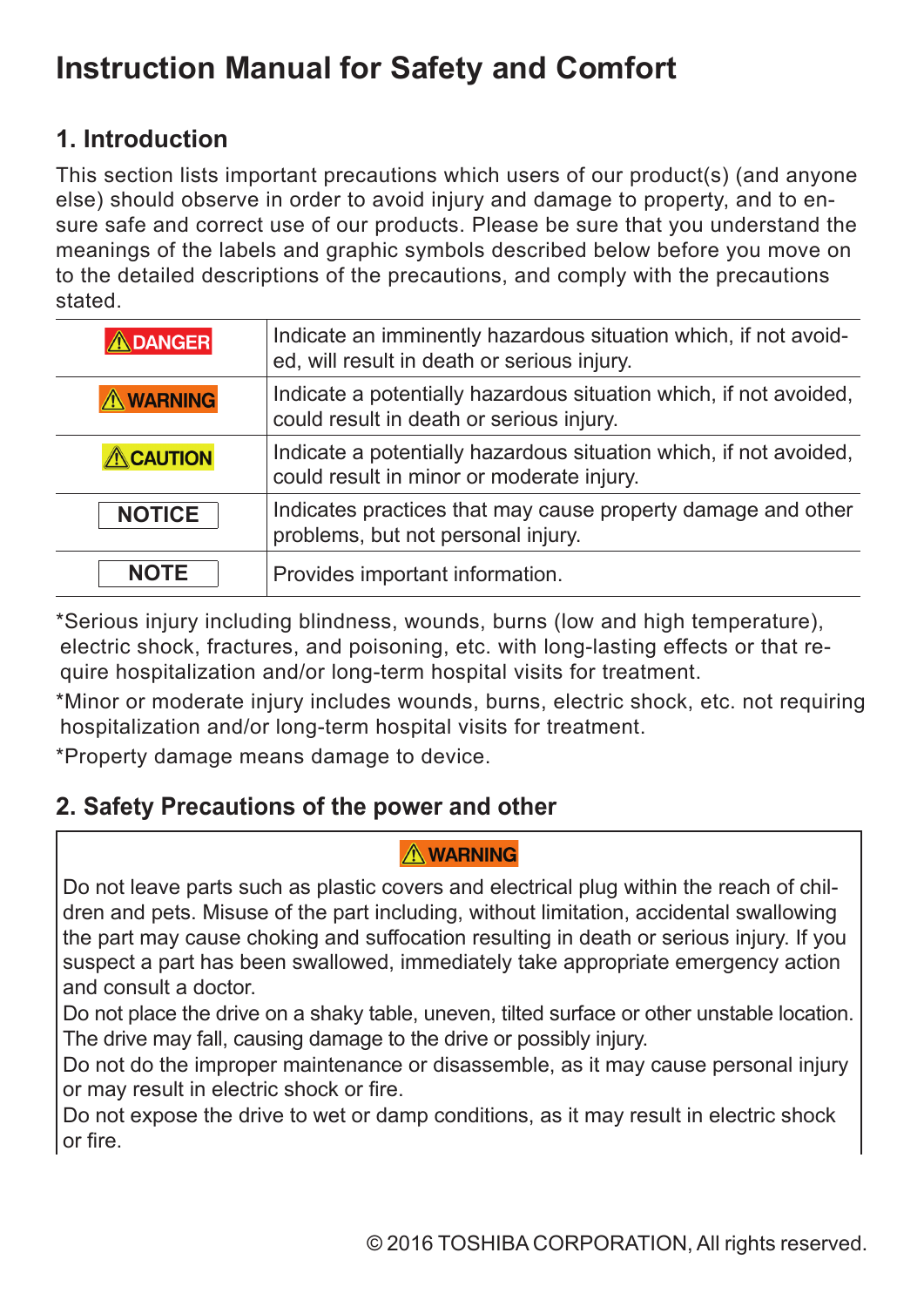# Instruction Manual for Safety and Comfort

## 1. Introduction

This section lists important precautions which users of our product(s) (and anyone else) should observe in order to avoid injury and damage to property, and to ensure safe and correct use of our products. Please be sure that you understand the meanings of the labels and graphic symbols described below before you move on to the detailed descriptions of the precautions, and comply with the precautions stated.

| | |
|---|---|
| ⚠DANGER | Indicate an imminently hazardous situation which, if not avoided, will result in death or serious injury. |
| ⚠WARNING | Indicate a potentially hazardous situation which, if not avoided, could result in death or serious injury. |
| ⚠CAUTION | Indicate a potentially hazardous situation which, if not avoided, could result in minor or moderate injury. |
| NOTICE | Indicates practices that may cause property damage and other problems, but not personal injury. |
| NOTE | Provides important information. |

*Serious injury including blindness, wounds, burns (low and high temperature), electric shock, fractures, and poisoning, etc. with long-lasting effects or that require hospitalization and/or long-term hospital visits for treatment.

*Minor or moderate injury includes wounds, burns, electric shock, etc. not requiring hospitalization and/or long-term hospital visits for treatment.

*Property damage means damage to device.

## 2. Safety Precautions of the power and other

**⚠WARNING**

Do not leave parts such as plastic covers and electrical plug within the reach of children and pets. Misuse of the part including, without limitation, accidental swallowing the part may cause choking and suffocation resulting in death or serious injury. If you suspect a part has been swallowed, immediately take appropriate emergency action and consult a doctor.

Do not place the drive on a shaky table, uneven, tilted surface or other unstable location. The drive may fall, causing damage to the drive or possibly injury.

Do not do the improper maintenance or disassemble, as it may cause personal injury or may result in electric shock or fire.

Do not expose the drive to wet or damp conditions, as it may result in electric shock or fire.

© 2016 TOSHIBA CORPORATION, All rights reserved.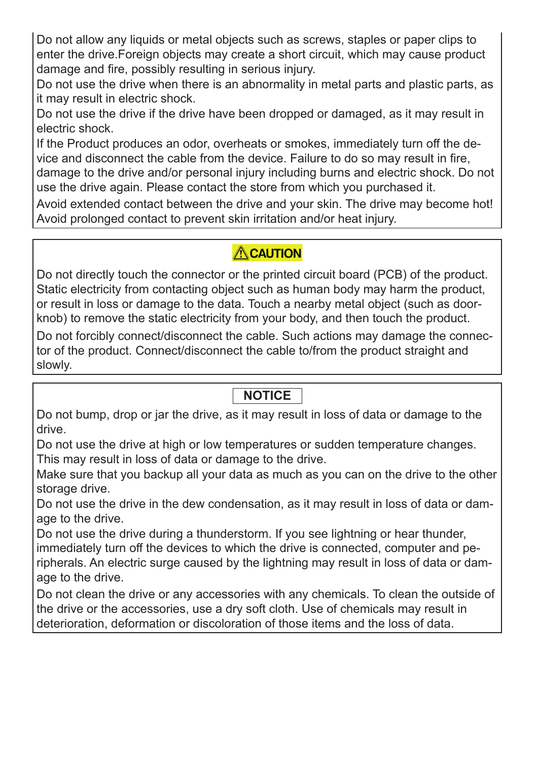Do not allow any liquids or metal objects such as screws, staples or paper clips to enter the drive.Foreign objects may create a short circuit, which may cause product damage and fire, possibly resulting in serious injury.

Do not use the drive when there is an abnormality in metal parts and plastic parts, as it may result in electric shock.

Do not use the drive if the drive have been dropped or damaged, as it may result in electric shock.

If the Product produces an odor, overheats or smokes, immediately turn off the device and disconnect the cable from the device. Failure to do so may result in fire, damage to the drive and/or personal injury including burns and electric shock. Do not use the drive again. Please contact the store from which you purchased it.

Avoid extended contact between the drive and your skin. The drive may become hot! Avoid prolonged contact to prevent skin irritation and/or heat injury.

## ⚠CAUTION

Do not directly touch the connector or the printed circuit board (PCB) of the product. Static electricity from contacting object such as human body may harm the product, or result in loss or damage to the data. Touch a nearby metal object (such as doorknob) to remove the static electricity from your body, and then touch the product.

Do not forcibly connect/disconnect the cable. Such actions may damage the connector of the product. Connect/disconnect the cable to/from the product straight and slowly.

## NOTICE

Do not bump, drop or jar the drive, as it may result in loss of data or damage to the drive.

Do not use the drive at high or low temperatures or sudden temperature changes. This may result in loss of data or damage to the drive.

Make sure that you backup all your data as much as you can on the drive to the other storage drive.

Do not use the drive in the dew condensation, as it may result in loss of data or damage to the drive.

Do not use the drive during a thunderstorm. If you see lightning or hear thunder, immediately turn off the devices to which the drive is connected, computer and peripherals. An electric surge caused by the lightning may result in loss of data or damage to the drive.

Do not clean the drive or any accessories with any chemicals. To clean the outside of the drive or the accessories, use a dry soft cloth. Use of chemicals may result in deterioration, deformation or discoloration of those items and the loss of data.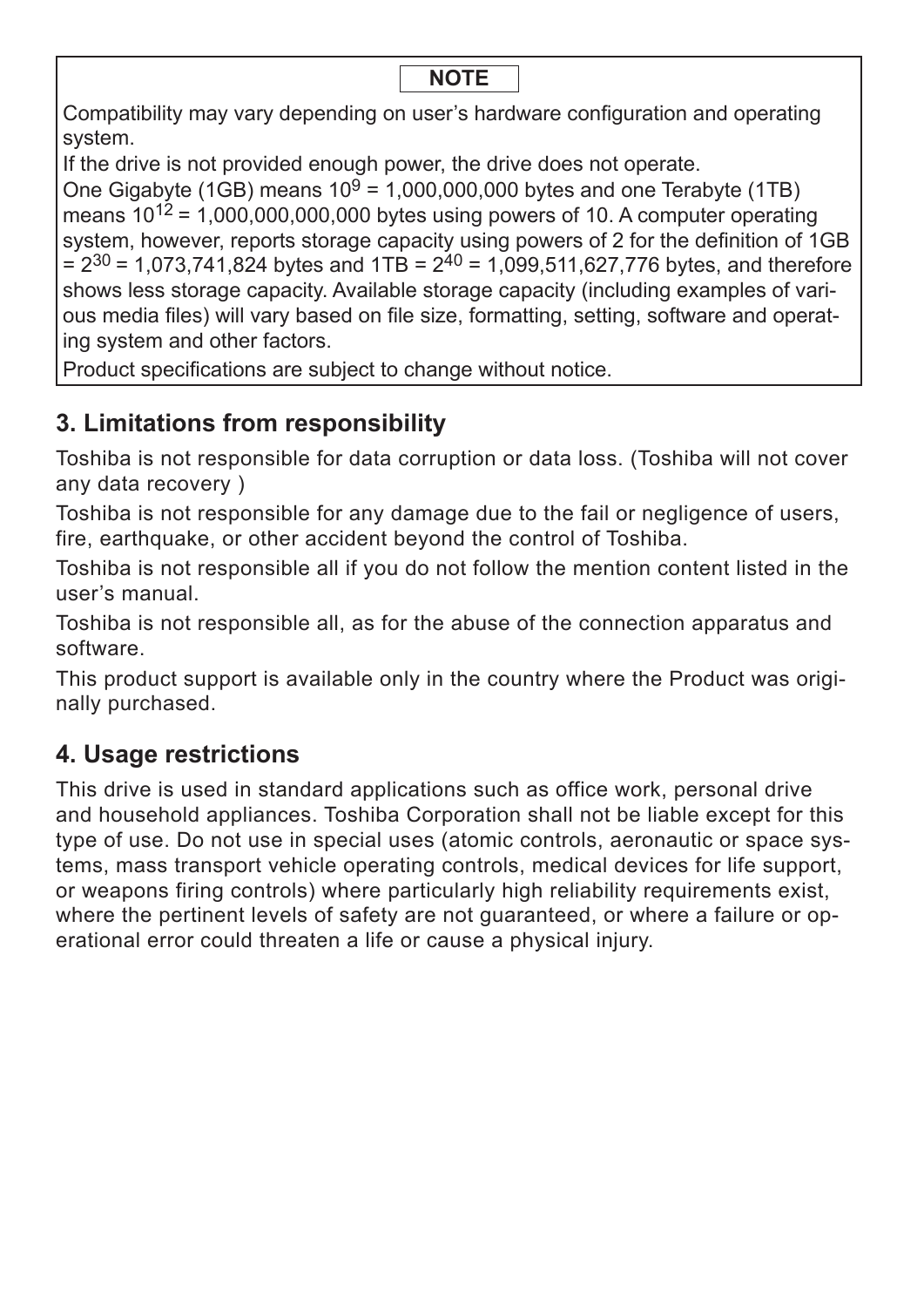**NOTE**

Compatibility may vary depending on user's hardware configuration and operating system.

If the drive is not provided enough power, the drive does not operate.

One Gigabyte (1GB) means $10^9$ = 1,000,000,000 bytes and one Terabyte (1TB) means $10^{12}$ = 1,000,000,000,000 bytes using powers of 10. A computer operating system, however, reports storage capacity using powers of 2 for the definition of 1GB = $2^{30}$ = 1,073,741,824 bytes and 1TB = $2^{40}$ = 1,099,511,627,776 bytes, and therefore shows less storage capacity. Available storage capacity (including examples of various media files) will vary based on file size, formatting, setting, software and operating system and other factors.

Product specifications are subject to change without notice.

## 3. Limitations from responsibility

Toshiba is not responsible for data corruption or data loss. (Toshiba will not cover any data recovery )

Toshiba is not responsible for any damage due to the fail or negligence of users, fire, earthquake, or other accident beyond the control of Toshiba.

Toshiba is not responsible all if you do not follow the mention content listed in the user's manual.

Toshiba is not responsible all, as for the abuse of the connection apparatus and software.

This product support is available only in the country where the Product was originally purchased.

## 4. Usage restrictions

This drive is used in standard applications such as office work, personal drive and household appliances. Toshiba Corporation shall not be liable except for this type of use. Do not use in special uses (atomic controls, aeronautic or space systems, mass transport vehicle operating controls, medical devices for life support, or weapons firing controls) where particularly high reliability requirements exist, where the pertinent levels of safety are not guaranteed, or where a failure or operational error could threaten a life or cause a physical injury.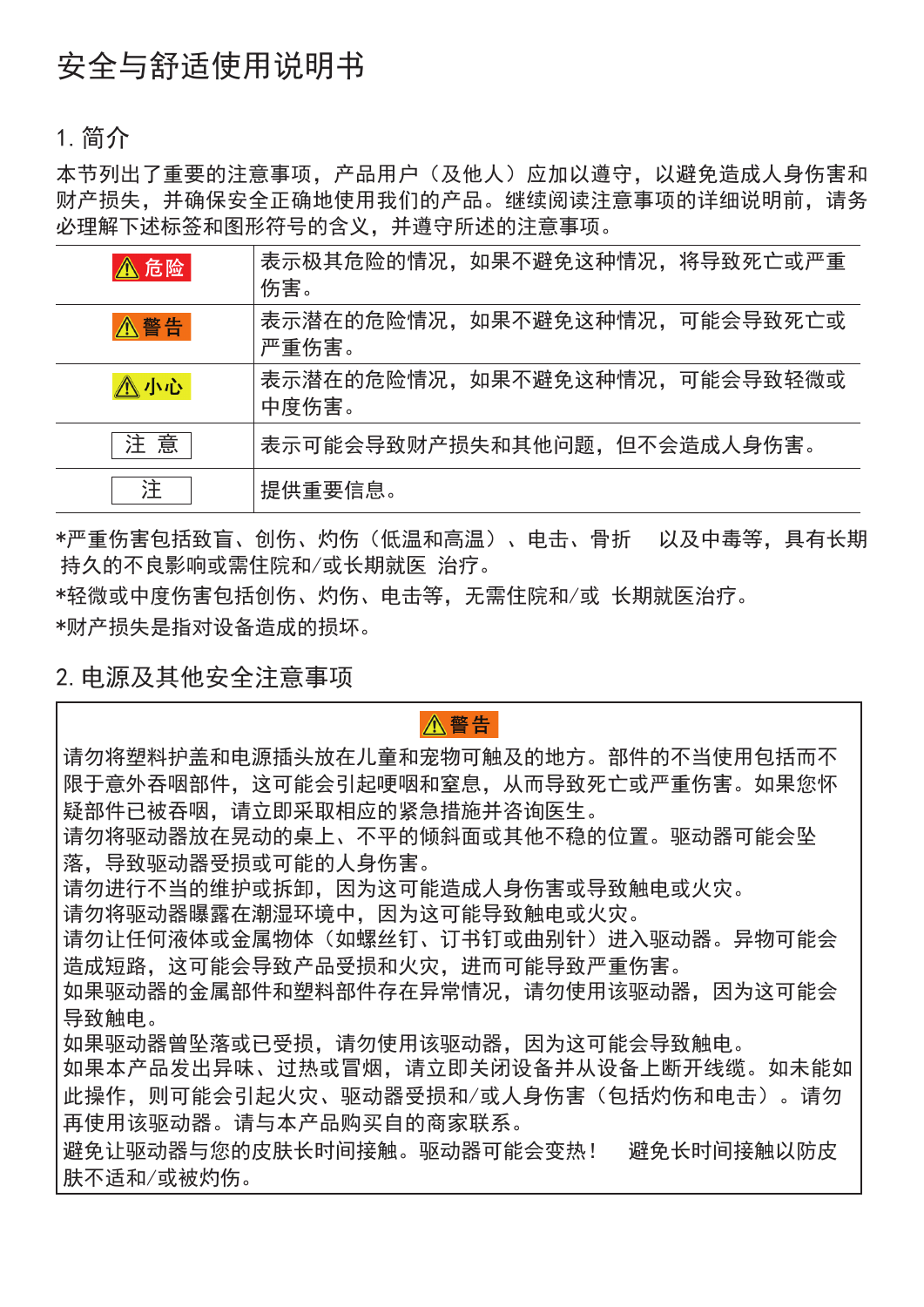# 安全与舒适使用说明书

## 1. 简介

本节列出了重要的注意事项，产品用户（及他人）应加以遵守，以避免造成人身伤害和财产损失，并确保安全正确地使用我们的产品。继续阅读注意事项的详细说明前，请务必理解下述标签和图形符号的含义，并遵守所述的注意事项。

| ⚠危险 | 表示极其危险的情况，如果不避免这种情况，将导致死亡或严重伤害。 |
|---|---|
| ⚠警告 | 表示潜在的危险情况，如果不避免这种情况，可能会导致死亡或严重伤害。 |
| ⚠小心 | 表示潜在的危险情况，如果不避免这种情况，可能会导致轻微或中度伤害。 |
| 注 意 | 表示可能会导致财产损失和其他问题，但不会造成人身伤害。 |
| 注 | 提供重要信息。 |

*严重伤害包括致盲、创伤、灼伤（低温和高温）、电击、骨折　以及中毒等，具有长期持久的不良影响或需住院和/或长期就医 治疗。

*轻微或中度伤害包括创伤、灼伤、电击等，无需住院和/或 长期就医治疗。

*财产损失是指对设备造成的损坏。

## 2. 电源及其他安全注意事项

**⚠警告**

请勿将塑料护盖和电源插头放在儿童和宠物可触及的地方。部件的不当使用包括而不限于意外吞咽部件，这可能会引起哽咽和窒息，从而导致死亡或严重伤害。如果您怀疑部件已被吞咽，请立即采取相应的紧急措施并咨询医生。

请勿将驱动器放在晃动的桌上、不平的倾斜面或其他不稳的位置。驱动器可能会坠落，导致驱动器受损或可能的人身伤害。

请勿进行不当的维护或拆卸，因为这可能造成人身伤害或导致触电或火灾。

请勿将驱动器曝露在潮湿环境中，因为这可能导致触电或火灾。

请勿让任何液体或金属物体（如螺丝钉、订书钉或曲别针）进入驱动器。异物可能会造成短路，这可能会导致产品受损和火灾，进而可能导致严重伤害。

如果驱动器的金属部件和塑料部件存在异常情况，请勿使用该驱动器，因为这可能会导致触电。

如果驱动器曾坠落或已受损，请勿使用该驱动器，因为这可能会导致触电。

如果本产品发出异味、过热或冒烟，请立即关闭设备并从设备上断开线缆。如未能如此操作，则可能会引起火灾、驱动器受损和/或人身伤害（包括灼伤和电击）。请勿再使用该驱动器。请与本产品购买自的商家联系。

避免让驱动器与您的皮肤长时间接触。驱动器可能会变热！　避免长时间接触以防皮肤不适和/或被灼伤。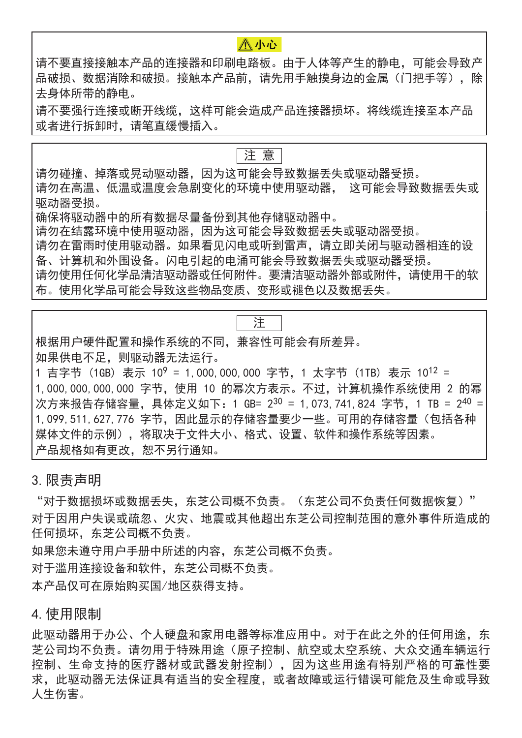**⚠小心**

请不要直接接触本产品的连接器和印刷电路板。由于人体等产生的静电，可能会导致产品破损、数据消除和破损。接触本产品前，请先用手触摸身边的金属（门把手等），除去身体所带的静电。

请不要强行连接或断开线缆，这样可能会造成产品连接器损坏。将线缆连接至本产品或者进行拆卸时，请笔直缓慢插入。

**注 意**

请勿碰撞、掉落或晃动驱动器，因为这可能会导致数据丢失或驱动器受损。
请勿在高温、低温或温度会急剧变化的环境中使用驱动器， 这可能会导致数据丢失或驱动器受损。
确保将驱动器中的所有数据尽量备份到其他存储驱动器中。
请勿在结露环境中使用驱动器，因为这可能会导致数据丢失或驱动器受损。
请勿在雷雨时使用驱动器。如果看见闪电或听到雷声，请立即关闭与驱动器相连的设备、计算机和外围设备。闪电引起的电涌可能会导致数据丢失或驱动器受损。
请勿使用任何化学品清洁驱动器或任何附件。要清洁驱动器外部或附件，请使用干的软布。使用化学品可能会导致这些物品变质、变形或褪色以及数据丢失。

**注**

根据用户硬件配置和操作系统的不同，兼容性可能会有所差异。
如果供电不足，则驱动器无法运行。
1 吉字节（1GB）表示 $10^9$ = 1,000,000,000 字节，1 太字节（1TB）表示 $10^{12}$ = 1,000,000,000,000 字节，使用 10 的幂次方表示。不过，计算机操作系统使用 2 的幂次方来报告存储容量，具体定义如下：1 GB= $2^{30}$ = 1,073,741,824 字节，1 TB = $2^{40}$ = 1,099,511,627,776 字节，因此显示的存储容量要少一些。可用的存储容量（包括各种媒体文件的示例），将取决于文件大小、格式、设置、软件和操作系统等因素。
产品规格如有更改，恕不另行通知。

## 3. 限责声明

“对于数据损坏或数据丢失，东芝公司概不负责。（东芝公司不负责任何数据恢复）”
对于因用户失误或疏忽、火灾、地震或其他超出东芝公司控制范围的意外事件所造成的任何损坏，东芝公司概不负责。
如果您未遵守用户手册中所述的内容，东芝公司概不负责。
对于滥用连接设备和软件，东芝公司概不负责。
本产品仅可在原始购买国/地区获得支持。

## 4. 使用限制

此驱动器用于办公、个人硬盘和家用电器等标准应用中。对于在此之外的任何用途，东芝公司均不负责。请勿用于特殊用途（原子控制、航空或太空系统、大众交通车辆运行控制、生命支持的医疗器材或武器发射控制），因为这些用途有特别严格的可靠性要求，此驱动器无法保证具有适当的安全程度，或者故障或运行错误可能危及生命或导致人生伤害。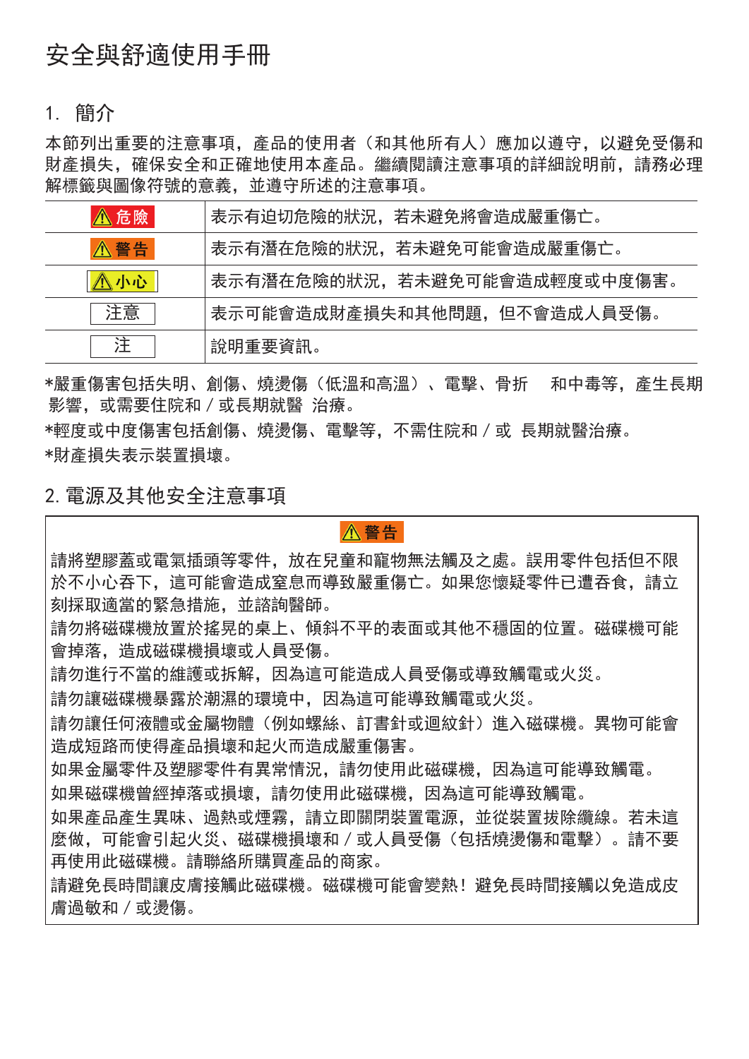# 安全與舒適使用手冊

## 1. 簡介

本節列出重要的注意事項，產品的使用者（和其他所有人）應加以遵守，以避免受傷和財產損失，確保安全和正確地使用本產品。繼續閱讀注意事項的詳細說明前，請務必理解標籤與圖像符號的意義，並遵守所述的注意事項。

| | |
|---|---|
| ⚠危險 | 表示有迫切危險的狀況，若未避免將會造成嚴重傷亡。 |
| ⚠警告 | 表示有潛在危險的狀況，若未避免可能會造成嚴重傷亡。 |
| ⚠小心 | 表示有潛在危險的狀況，若未避免可能會造成輕度或中度傷害。 |
| 注意 | 表示可能會造成財產損失和其他問題，但不會造成人員受傷。 |
| 注 | 說明重要資訊。 |

*嚴重傷害包括失明、創傷、燒燙傷（低溫和高溫）、電擊、骨折　和中毒等，產生長期影響，或需要住院和 / 或長期就醫　治療。

*輕度或中度傷害包括創傷、燒燙傷、電擊等，不需住院和 / 或　長期就醫治療。

*財產損失表示裝置損壞。

## 2. 電源及其他安全注意事項

**⚠警告**

請將塑膠蓋或電氣插頭等零件，放在兒童和寵物無法觸及之處。誤用零件包括但不限於不小心吞下，這可能會造成窒息而導致嚴重傷亡。如果您懷疑零件已遭吞食，請立刻採取適當的緊急措施，並諮詢醫師。

請勿將磁碟機放置於搖晃的桌上、傾斜不平的表面或其他不穩固的位置。磁碟機可能會掉落，造成磁碟機損壞或人員受傷。

請勿進行不當的維護或拆解，因為這可能造成人員受傷或導致觸電或火災。

請勿讓磁碟機暴露於潮濕的環境中，因為這可能導致觸電或火災。

請勿讓任何液體或金屬物體（例如螺絲、訂書針或迴紋針）進入磁碟機。異物可能會造成短路而使得產品損壞和起火而造成嚴重傷害。

如果金屬零件及塑膠零件有異常情況，請勿使用此磁碟機，因為這可能導致觸電。

如果磁碟機曾經掉落或損壞，請勿使用此磁碟機，因為這可能導致觸電。

如果產品產生異味、過熱或煙霧，請立即關閉裝置電源，並從裝置拔除纜線。若未這麼做，可能會引起火災、磁碟機損壞和 / 或人員受傷（包括燒燙傷和電擊）。請不要再使用此磁碟機。請聯絡所購買產品的商家。

請避免長時間讓皮膚接觸此磁碟機。磁碟機可能會變熱！避免長時間接觸以免造成皮膚過敏和 / 或燙傷。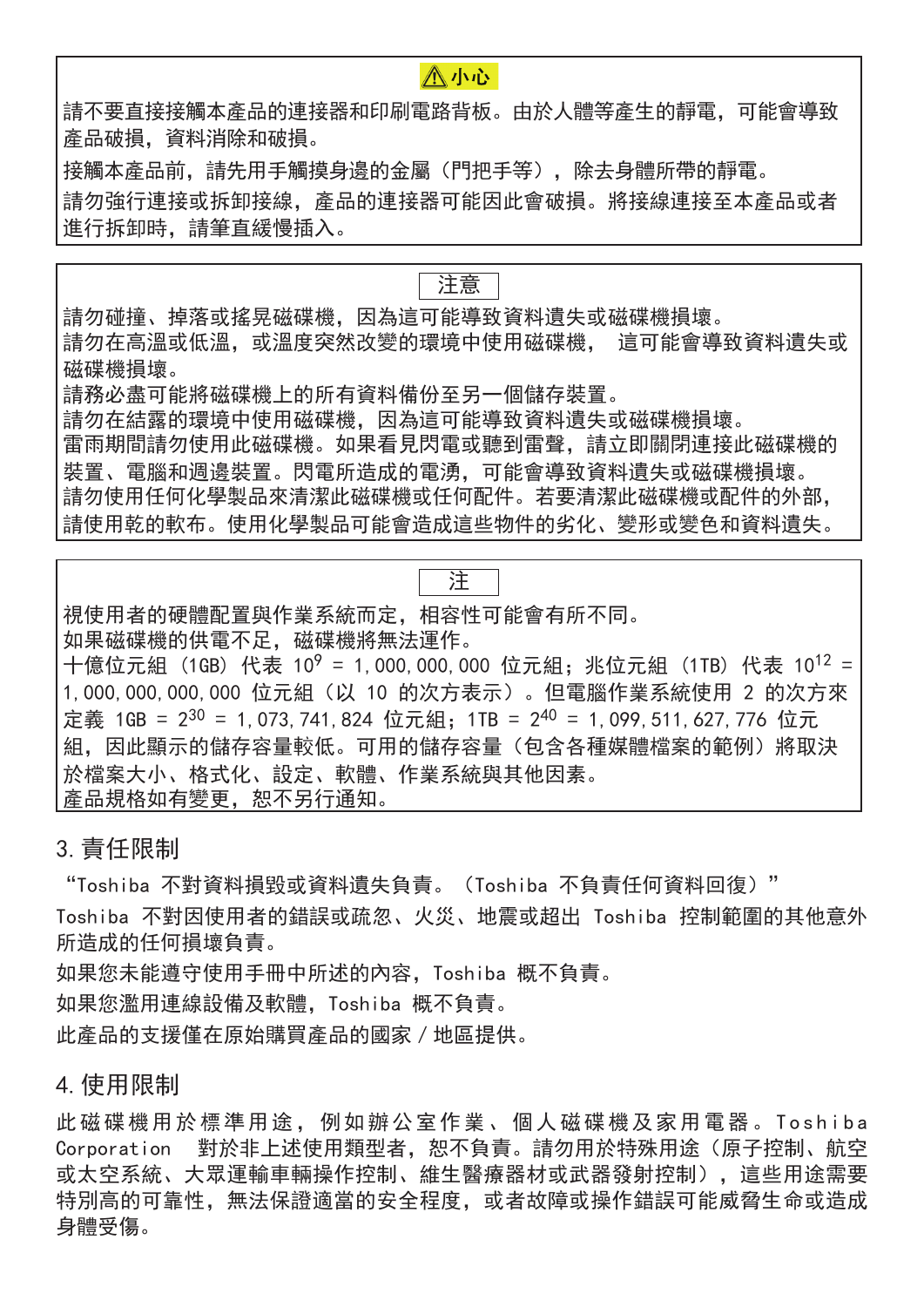**⚠小心**

請不要直接接觸本產品的連接器和印刷電路背板。由於人體等產生的靜電，可能會導致產品破損，資料消除和破損。

接觸本產品前，請先用手觸摸身邊的金屬（門把手等），除去身體所帶的靜電。

請勿強行連接或拆卸接線，產品的連接器可能因此會破損。將接線連接至本產品或者進行拆卸時，請筆直緩慢插入。

---

**注意**

請勿碰撞、掉落或搖晃磁碟機，因為這可能導致資料遺失或磁碟機損壞。
請勿在高溫或低溫，或溫度突然改變的環境中使用磁碟機，　這可能會導致資料遺失或磁碟機損壞。
請務必盡可能將磁碟機上的所有資料備份至另一個儲存裝置。
請勿在結露的環境中使用磁碟機，因為這可能導致資料遺失或磁碟機損壞。
雷雨期間請勿使用此磁碟機。如果看見閃電或聽到雷聲，請立即關閉連接此磁碟機的裝置、電腦和週邊裝置。閃電所造成的電湧，可能會導致資料遺失或磁碟機損壞。
請勿使用任何化學製品來清潔此磁碟機或任何配件。若要清潔此磁碟機或配件的外部，請使用乾的軟布。使用化學製品可能會造成這些物件的劣化、變形或變色和資料遺失。

---

**注**

視使用者的硬體配置與作業系統而定，相容性可能會有所不同。
如果磁碟機的供電不足，磁碟機將無法運作。
十億位元組（1GB）代表 $10^9$ = 1,000,000,000 位元組；兆位元組（1TB）代表 $10^{12}$ = 1,000,000,000,000 位元組（以 10 的次方表示）。但電腦作業系統使用 2 的次方來定義 1GB = $2^{30}$ = 1,073,741,824 位元組；1TB = $2^{40}$ = 1,099,511,627,776 位元組，因此顯示的儲存容量較低。可用的儲存容量（包含各種媒體檔案的範例）將取決於檔案大小、格式化、設定、軟體、作業系統與其他因素。
產品規格如有變更，恕不另行通知。

## 3. 責任限制

“Toshiba 不對資料損毀或資料遺失負責。（Toshiba 不負責任何資料回復）”

Toshiba 不對因使用者的錯誤或疏忽、火災、地震或超出 Toshiba 控制範圍的其他意外所造成的任何損壞負責。

如果您未能遵守使用手冊中所述的內容，Toshiba 概不負責。

如果您濫用連線設備及軟體，Toshiba 概不負責。

此產品的支援僅在原始購買產品的國家 / 地區提供。

## 4. 使用限制

此磁碟機用於標準用途，例如辦公室作業、個人磁碟機及家用電器。Toshiba Corporation　對於非上述使用類型者，恕不負責。請勿用於特殊用途（原子控制、航空或太空系統、大眾運輸車輛操作控制、維生醫療器材或武器發射控制），這些用途需要特別高的可靠性，無法保證適當的安全程度，或者故障或操作錯誤可能威脅生命或造成身體受傷。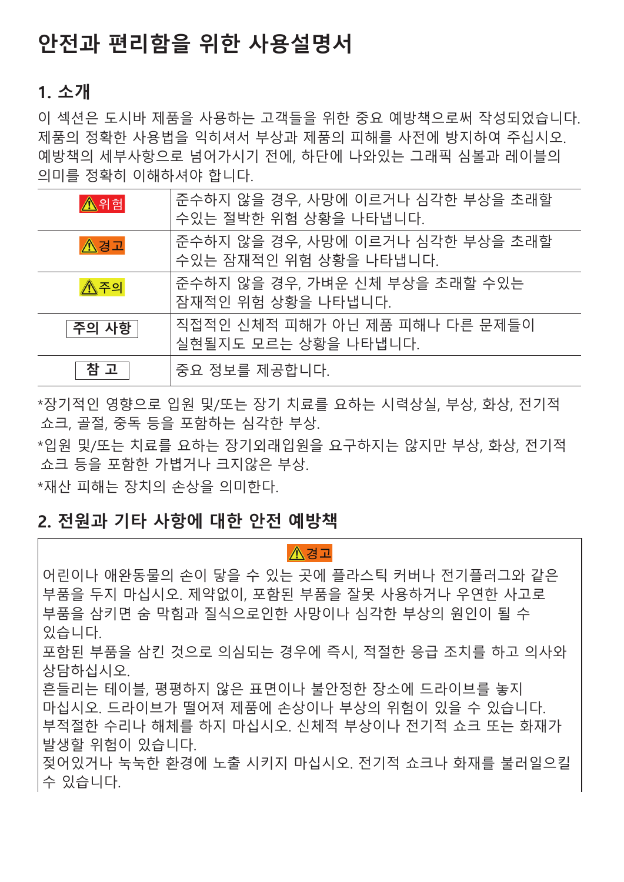# 안전과 편리함을 위한 사용설명서

## 1. 소개

이 섹션은 도시바 제품을 사용하는 고객들을 위한 중요 예방책으로써 작성되었습니다. 제품의 정확한 사용법을 익히셔서 부상과 제품의 피해를 사전에 방지하여 주십시오. 예방책의 세부사항으로 넘어가시기 전에, 하단에 나와있는 그래픽 심볼과 레이블의 의미를 정확히 이해하셔야 합니다.

| | |
|---|---|
| ⚠위험 | 준수하지 않을 경우, 사망에 이르거나 심각한 부상을 초래할 수있는 절박한 위험 상황을 나타냅니다. |
| ⚠경고 | 준수하지 않을 경우, 사망에 이르거나 심각한 부상을 초래할 수있는 잠재적인 위험 상황을 나타냅니다. |
| ⚠주의 | 준수하지 않을 경우, 가벼운 신체 부상을 초래할 수있는 잠재적인 위험 상황을 나타냅니다. |
| 주의 사항 | 직접적인 신체적 피해가 아닌 제품 피해나 다른 문제들이 실현될지도 모르는 상황을 나타냅니다. |
| 참 고 | 중요 정보를 제공합니다. |

*장기적인 영향으로 입원 및/또는 장기 치료를 요하는 시력상실, 부상, 화상, 전기적 쇼크, 골절, 중독 등을 포함하는 심각한 부상.

*입원 및/또는 치료를 요하는 장기외래입원을 요구하지는 않지만 부상, 화상, 전기적 쇼크 등을 포함한 가볍거나 크지않은 부상.

*재산 피해는 장치의 손상을 의미한다.

## 2. 전원과 기타 사항에 대한 안전 예방책

⚠경고

어린이나 애완동물의 손이 닿을 수 있는 곳에 플라스틱 커버나 전기플러그와 같은 부품을 두지 마십시오. 제약없이, 포함된 부품을 잘못 사용하거나 우연한 사고로 부품을 삼키면 숨 막힘과 질식으로인한 사망이나 심각한 부상의 원인이 될 수 있습니다.

포함된 부품을 삼킨 것으로 의심되는 경우에 즉시, 적절한 응급 조치를 하고 의사와 상담하십시오.

흔들리는 테이블, 평평하지 않은 표면이나 불안정한 장소에 드라이브를 놓지 마십시오. 드라이브가 떨어져 제품에 손상이나 부상의 위험이 있을 수 있습니다.

부적절한 수리나 해체를 하지 마십시오. 신체적 부상이나 전기적 쇼크 또는 화재가 발생할 위험이 있습니다.

젖어있거나 눅눅한 환경에 노출 시키지 마십시오. 전기적 쇼크나 화재를 불러일으킬 수 있습니다.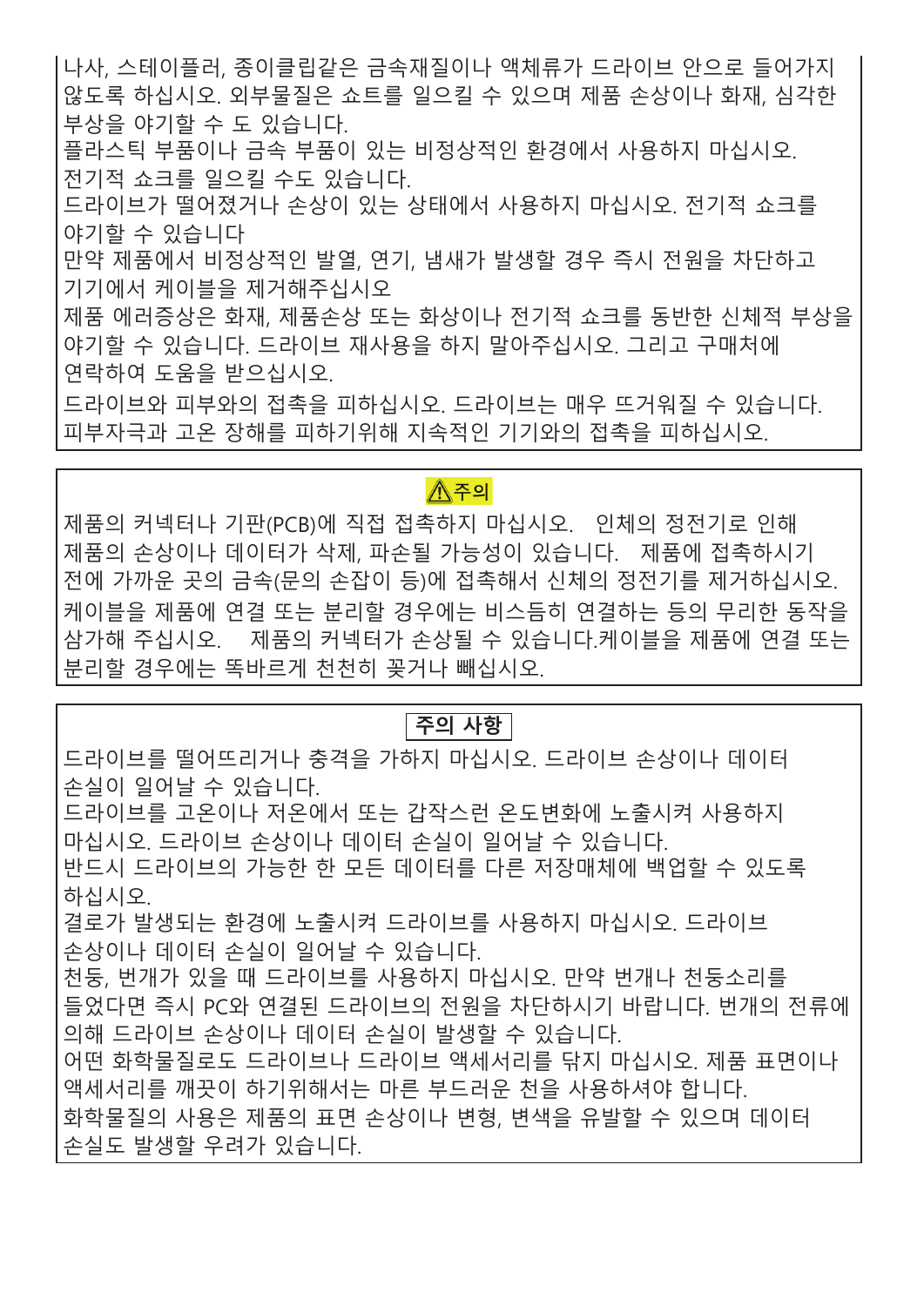나사, 스테이플러, 종이클립같은 금속재질이나 액체류가 드라이브 안으로 들어가지 않도록 하십시오. 외부물질은 쇼트를 일으킬 수 있으며 제품 손상이나 화재, 심각한 부상을 야기할 수 도 있습니다.
플라스틱 부품이나 금속 부품이 있는 비정상적인 환경에서 사용하지 마십시오. 전기적 쇼크를 일으킬 수도 있습니다.
드라이브가 떨어졌거나 손상이 있는 상태에서 사용하지 마십시오. 전기적 쇼크를 야기할 수 있습니다
만약 제품에서 비정상적인 발열, 연기, 냄새가 발생할 경우 즉시 전원을 차단하고 기기에서 케이블을 제거해주십시오
제품 에러증상은 화재, 제품손상 또는 화상이나 전기적 쇼크를 동반한 신체적 부상을 야기할 수 있습니다. 드라이브 재사용을 하지 말아주십시오. 그리고 구매처에 연락하여 도움을 받으십시오.
드라이브와 피부와의 접촉을 피하십시오. 드라이브는 매우 뜨거워질 수 있습니다. 피부자극과 고온 장해를 피하기위해 지속적인 기기와의 접촉을 피하십시오.

### ⚠주의

제품의 커넥터나 기판(PCB)에 직접 접촉하지 마십시오. 인체의 정전기로 인해 제품의 손상이나 데이터가 삭제, 파손될 가능성이 있습니다. 제품에 접촉하시기 전에 가까운 곳의 금속(문의 손잡이 등)에 접촉해서 신체의 정전기를 제거하십시오.
케이블을 제품에 연결 또는 분리할 경우에는 비스듬히 연결하는 등의 무리한 동작을 삼가해 주십시오. 제품의 커넥터가 손상될 수 있습니다.케이블을 제품에 연결 또는 분리할 경우에는 똑바르게 천천히 꽂거나 빼십시오.

### 주의 사항

드라이브를 떨어뜨리거나 충격을 가하지 마십시오. 드라이브 손상이나 데이터 손실이 일어날 수 있습니다.
드라이브를 고온이나 저온에서 또는 갑작스런 온도변화에 노출시켜 사용하지 마십시오. 드라이브 손상이나 데이터 손실이 일어날 수 있습니다.
반드시 드라이브의 가능한 한 모든 데이터를 다른 저장매체에 백업할 수 있도록 하십시오.
결로가 발생되는 환경에 노출시켜 드라이브를 사용하지 마십시오. 드라이브 손상이나 데이터 손실이 일어날 수 있습니다.
천둥, 번개가 있을 때 드라이브를 사용하지 마십시오. 만약 번개나 천둥소리를 들었다면 즉시 PC와 연결된 드라이브의 전원을 차단하시기 바랍니다. 번개의 전류에 의해 드라이브 손상이나 데이터 손실이 발생할 수 있습니다.
어떤 화학물질로도 드라이브나 드라이브 액세서리를 닦지 마십시오. 제품 표면이나 액세서리를 깨끗이 하기위해서는 마른 부드러운 천을 사용하셔야 합니다.
화학물질의 사용은 제품의 표면 손상이나 변형, 변색을 유발할 수 있으며 데이터 손실도 발생할 우려가 있습니다.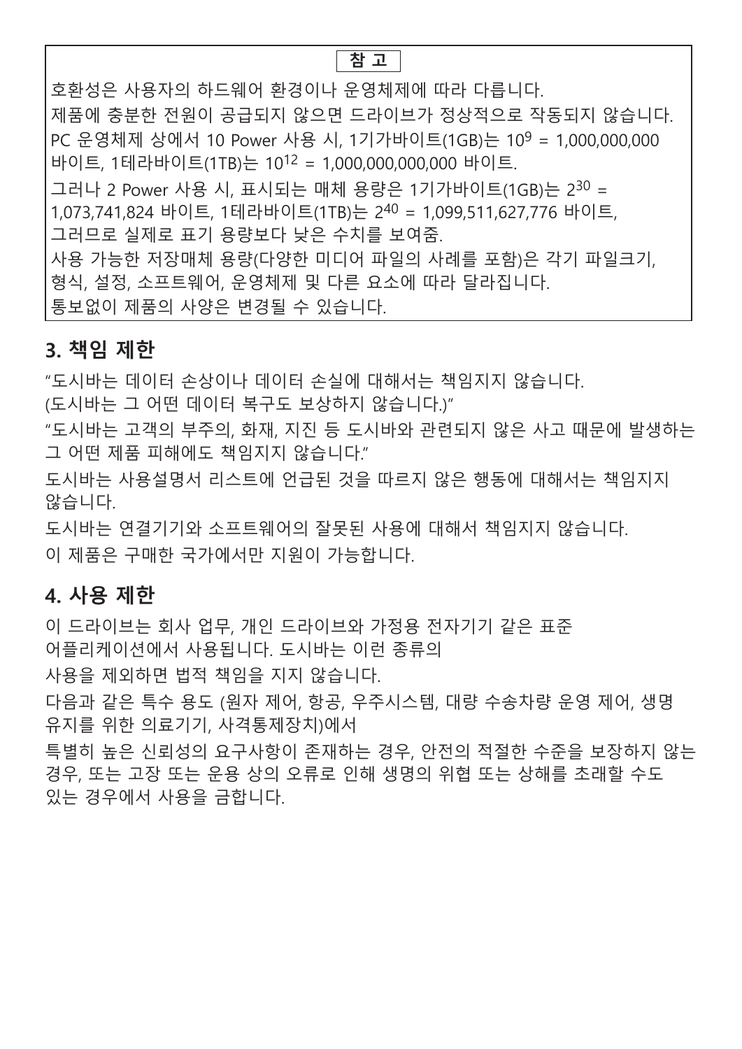**참 고**

호환성은 사용자의 하드웨어 환경이나 운영체제에 따라 다릅니다.
제품에 충분한 전원이 공급되지 않으면 드라이브가 정상적으로 작동되지 않습니다.
PC 운영체제 상에서 10 Power 사용 시, 1기가바이트(1GB)는 $10^9$ = 1,000,000,000 바이트, 1테라바이트(1TB)는 $10^{12}$ = 1,000,000,000,000 바이트.
그러나 2 Power 사용 시, 표시되는 매체 용량은 1기가바이트(1GB)는 $2^{30}$ = 1,073,741,824 바이트, 1테라바이트(1TB)는 $2^{40}$ = 1,099,511,627,776 바이트, 그러므로 실제로 표기 용량보다 낮은 수치를 보여줌.
사용 가능한 저장매체 용량(다양한 미디어 파일의 사례를 포함)은 각기 파일크기, 형식, 설정, 소프트웨어, 운영체제 및 다른 요소에 따라 달라집니다.
통보없이 제품의 사양은 변경될 수 있습니다.

## 3. 책임 제한

"도시바는 데이터 손상이나 데이터 손실에 대해서는 책임지지 않습니다.
(도시바는 그 어떤 데이터 복구도 보상하지 않습니다.)"

"도시바는 고객의 부주의, 화재, 지진 등 도시바와 관련되지 않은 사고 때문에 발생하는 그 어떤 제품 피해에도 책임지지 않습니다."

도시바는 사용설명서 리스트에 언급된 것을 따르지 않은 행동에 대해서는 책임지지 않습니다.

도시바는 연결기기와 소프트웨어의 잘못된 사용에 대해서 책임지지 않습니다.

이 제품은 구매한 국가에서만 지원이 가능합니다.

## 4. 사용 제한

이 드라이브는 회사 업무, 개인 드라이브와 가정용 전자기기 같은 표준 어플리케이션에서 사용됩니다. 도시바는 이런 종류의 사용을 제외하면 법적 책임을 지지 않습니다.

다음과 같은 특수 용도 (원자 제어, 항공, 우주시스템, 대량 수송차량 운영 제어, 생명 유지를 위한 의료기기, 사격통제장치)에서 특별히 높은 신뢰성의 요구사항이 존재하는 경우, 안전의 적절한 수준을 보장하지 않는 경우, 또는 고장 또는 운용 상의 오류로 인해 생명의 위협 또는 상해를 초래할 수도 있는 경우에서 사용을 금합니다.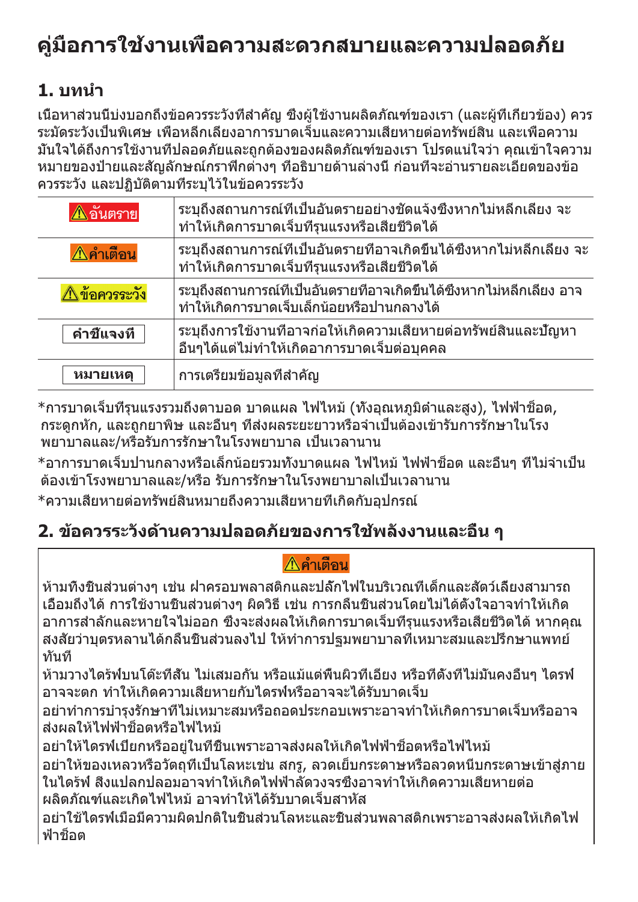# คู่มือการใช้งานเพื่อความสะดวกสบายและความปลอดภัย

## 1. บทนำ

เนื้อหาส่วนนี้บ่งบอกถึงข้อควรระวังที่สำคัญ ซึ่งผู้ใช้งานผลิตภัณฑ์ของเรา (และผู้ที่เกี่ยวข้อง) ควรระมัดระวังเป็นพิเศษ เพื่อหลีกเลี่ยงอาการบาดเจ็บและความเสียหายต่อทรัพย์สิน และเพื่อความมั่นใจได้ถึงการใช้งานที่ปลอดภัยและถูกต้องของผลิตภัณฑ์ของเรา โปรดแน่ใจว่า คุณเข้าใจความหมายของป้ายและสัญลักษณ์กราฟิกต่างๆ ที่อธิบายด้านล่างนี้ ก่อนที่จะอ่านรายละเอียดของข้อควรระวัง และปฏิบัติตามที่ระบุไว้ในข้อควรระวัง

| | |
|---|---|
| ⚠อันตราย | ระบุถึงสถานการณ์ที่เป็นอันตรายอย่างชัดแจ้งซึ่งหากไม่หลีกเลี่ยง จะทำให้เกิดการบาดเจ็บที่รุนแรงหรือเสียชีวิตได้ |
| ⚠คำเตือน | ระบุถึงสถานการณ์ที่เป็นอันตรายที่อาจเกิดขึ้นได้ซึ่งหากไม่หลีกเลี่ยง จะทำให้เกิดการบาดเจ็บที่รุนแรงหรือเสียชีวิตได้ |
| ⚠ข้อควรระวัง | ระบุถึงสถานการณ์ที่เป็นอันตรายที่อาจเกิดขึ้นได้ซึ่งหากไม่หลีกเลี่ยง อาจทำให้เกิดการบาดเจ็บเล็กน้อยหรือปานกลางได้ |
| คำชี้แจงที่ | ระบุถึงการใช้งานที่อาจก่อให้เกิดความเสียหายต่อทรัพย์สินและปัญหาอื่นๆได้แต่ไม่ทำให้เกิดอาการบาดเจ็บต่อบุคคล |
| หมายเหตุ | การเตรียมข้อมูลที่สำคัญ |

*การบาดเจ็บที่รุนแรงรวมถึงตาบอด บาดแผล ไฟไหม้ (ทั้งอุณหภูมิต่ำและสูง), ไฟฟ้าช็อต, กระดูกหัก, และถูกยาพิษ และอื่นๆ ที่ส่งผลระยะยาวหรือจำเป็นต้องเข้ารับการรักษาในโรงพยาบาลและ/หรือรับการรักษาในโรงพยาบาล เป็นเวลานาน

*อาการบาดเจ็บปานกลางหรือเล็กน้อยรวมทั้งบาดแผล ไฟไหม้ ไฟฟ้าช็อต และอื่นๆ ที่ไม่จำเป็นต้องเข้าโรงพยาบาลและ/หรือ รับการรักษาในโรงพยาบาลเป็นเวลานาน

*ความเสียหายต่อทรัพย์สินหมายถึงความเสียหายที่เกิดกับอุปกรณ์

## 2. ข้อควรระวังด้านความปลอดภัยของการใช้พลังงานและอื่น ๆ

**⚠คำเตือน**

ห้ามทิ้งชิ้นส่วนต่างๆ เช่น ฝาครอบพลาสติกและปลั๊กไฟในบริเวณที่เด็กและสัตว์เลี้ยงสามารถเอื้อมถึงได้ การใช้งานชิ้นส่วนต่างๆ ผิดวิธี เช่น การกลืนชิ้นส่วนโดยไม่ได้ตั้งใจอาจทำให้เกิดอาการสำลักและหายใจไม่ออก ซึ่งจะส่งผลให้เกิดการบาดเจ็บที่รุนแรงหรือเสียชีวิตได้ หากคุณสงสัยว่าบุตรหลานได้กลืนชิ้นส่วนลงไป ให้ทำการปฐมพยาบาลที่เหมาะสมและปรึกษาแพทย์ทันที

ห้ามวางไดร์ฟบนโต๊ะที่สั่น ไม่เสมอกัน หรือแม้แต่พื้นผิวที่เอียง หรือที่ตั้งที่ไม่มั่นคงอื่นๆ ไดรฟ์อาจจะตก ทำให้เกิดความเสียหายกับไดรฟ์หรืออาจจะได้รับบาดเจ็บ

อย่าทำการบำรุงรักษาที่ไม่เหมาะสมหรือถอดประกอบเพราะอาจทำให้เกิดการบาดเจ็บหรืออาจส่งผลให้ไฟฟ้าช็อตหรือไฟไหม้

อย่าให้ไดรฟ์เปียกหรืออยู่ในที่ชื้นเพราะอาจส่งผลให้เกิดไฟฟ้าช็อตหรือไฟไหม้

อย่าให้ของเหลวหรือวัตถุที่เป็นโลหะเช่น สกรู, ลวดเย็บกระดาษหรือลวดหนีบกระดาษเข้าสู่ภายในไดร์ฟ สิ่งแปลกปลอมอาจทำให้เกิดไฟฟ้าลัดวงจรซึ่งอาจทำให้เกิดความเสียหายต่อผลิตภัณฑ์และเกิดไฟไหม้ อาจทำให้ได้รับบาดเจ็บสาหัส

อย่าใช้ไดรฟ์เมื่อมีความผิดปกติในชิ้นส่วนโลหะและชิ้นส่วนพลาสติกเพราะอาจส่งผลให้เกิดไฟฟ้าช็อต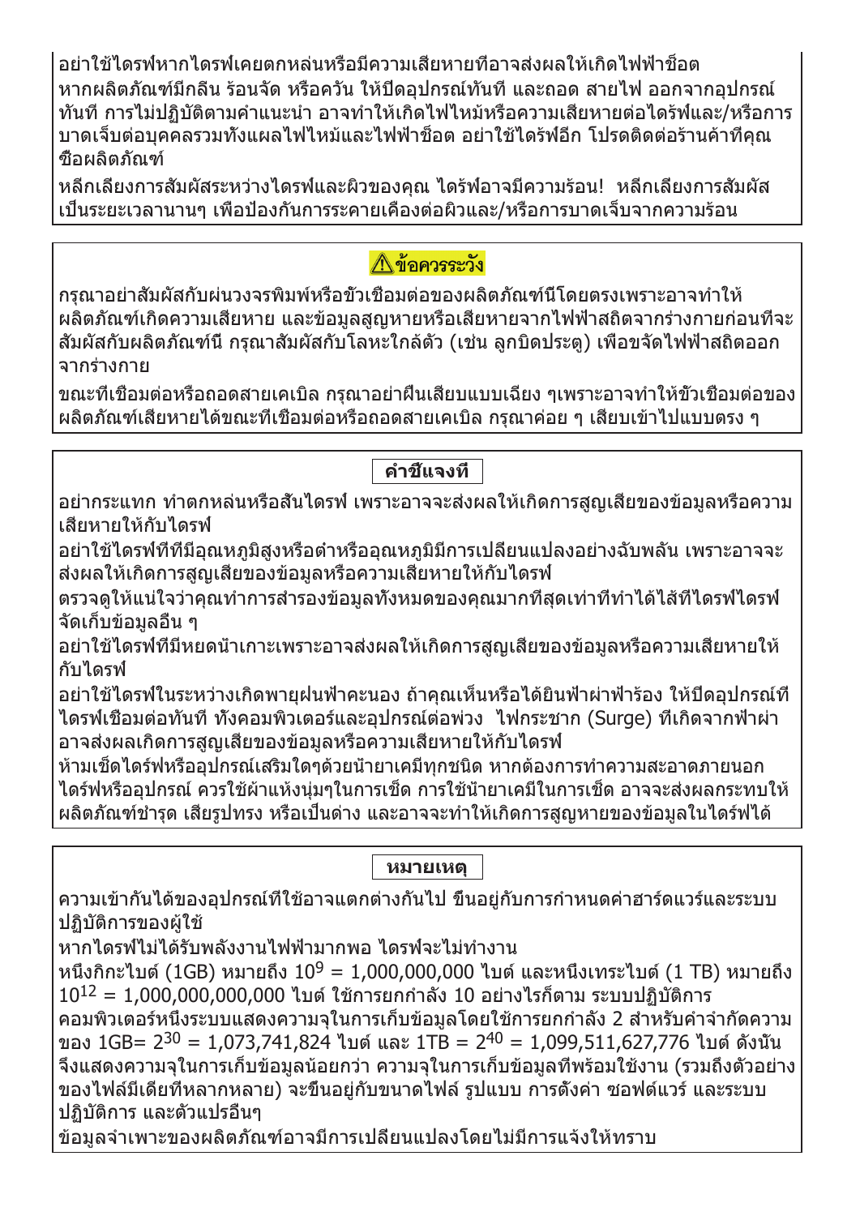อย่าใช้ไดรฟ์หากไดรฟ์เคยตกหล่นหรือมีความเสียหายที่อาจส่งผลให้เกิดไฟฟ้าช็อต

หากผลิตภัณฑ์มีกลิ่น ร้อนจัด หรือควัน ให้ปิดอุปกรณ์ทันที และถอด สายไฟ ออกจากอุปกรณ์ทันที การไม่ปฏิบัติตามคำแนะนำ อาจทำให้เกิดไฟไหม้หรือความเสียหายต่อไดร้ฟ์และ/หรือการบาดเจ็บต่อบุคคลรวมทั้งแผลไฟไหม้และไฟฟ้าช็อต อย่าใช้ไดร้ฟ์อีก โปรดติดต่อร้านค้าที่คุณซื้อผลิตภัณฑ์

หลีกเลี่ยงการสัมผัสระหว่างไดรฟ์และผิวของคุณ ไดร้ฟ์อาจมีความร้อน! หลีกเลี่ยงการสัมผัสเป็นระยะเวลานานๆ เพื่อป้องกันการระคายเคืองต่อผิวและ/หรือการบาดเจ็บจากความร้อน

## ⚠ข้อควรระวัง

กรุณาอย่าสัมผัสกับผ่นวงจรพิมพ์หรือขั้วเชื่อมต่อของผลิตภัณฑ์นี้โดยตรงเพราะอาจทำให้ผลิตภัณฑ์เกิดความเสียหาย และข้อมูลสูญหายหรือเสียหายจากไฟฟ้าสถิตจากร่างกายก่อนที่จะสัมผัสกับผลิตภัณฑ์นี้ กรุณาสัมผัสกับโลหะใกล้ตัว (เช่น ลูกบิดประตู) เพื่อขจัดไฟฟ้าสถิตออกจากร่างกาย

ขณะที่เชื่อมต่อหรือถอดสายเคเบิล กรุณาอย่าฝืนเสียบแบบเฉียง ๆเพราะอาจทำให้ขั้วเชื่อมต่อของผลิตภัณฑ์เสียหายได้ขณะที่เชื่อมต่อหรือถอดสายเคเบิล กรุณาค่อย ๆ เสียบเข้าไปแบบตรง ๆ

## คำชี้แจงที่

อย่ากระแทก ทำตกหล่นหรือสั่นไดรฟ์ เพราะอาจจะส่งผลให้เกิดการสูญเสียของข้อมูลหรือความเสียหายให้กับไดรฟ์

อย่าใช้ไดรฟ์ที่ที่มีอุณหภูมิสูงหรือต่ำหรืออุณหภูมิมีการเปลี่ยนแปลงอย่างฉับพลัน เพราะอาจจะส่งผลให้เกิดการสูญเสียของข้อมูลหรือความเสียหายให้กับไดรฟ์

ตรวจดูให้แน่ใจว่าคุณทำการสำรองข้อมูลทั้งหมดของคุณมากที่สุดเท่าที่ทำได้ไส้ที่ไดรฟ์ไดรฟ์จัดเก็บข้อมูลอื่น ๆ

อย่าใช้ไดรฟ์ที่มีหยดน้ำเกาะเพราะอาจส่งผลให้เกิดการสูญเสียของข้อมูลหรือความเสียหายให้กับไดรฟ์

อย่าใช้ไดรฟ์ในระหว่างเกิดพายุฝนฟ้าคะนอง ถ้าคุณเห็นหรือได้ยินฟ้าผ่าฟ้าร้อง ให้ปิดอุปกรณ์ที่ไดรฟ์เชื่อมต่อทันที ทั้งคอมพิวเตอร์และอุปกรณ์ต่อพ่วง ไฟกระชาก (Surge) ที่เกิดจากฟ้าผ่าอาจส่งผลเกิดการสูญเสียของข้อมูลหรือความเสียหายให้กับไดรฟ์

ห้ามเช็ดไดร์ฟหรืออุปกรณ์เสริมใดๆด้วยน้ำยาเคมีทุกชนิด หากต้องการทำความสะอาดภายนอกไดร์ฟหรืออุปกรณ์ ควรใช้ผ้าแห้งนุ่มๆในการเช็ด การใช้น้ำยาเคมีในการเช็ด อาจจะส่งผลกระทบให้ผลิตภัณฑ์ชำรุด เสียรูปทรง หรือเป็นด่าง และอาจจะทำให้เกิดการสูญหายของข้อมูลในไดร์ฟได้

## หมายเหตุ

ความเข้ากันได้ของอุปกรณ์ที่ใช้อาจแตกต่างกันไป ขึ้นอยู่กับการกำหนดค่าฮาร์ดแวร์และระบบปฏิบัติการของผู้ใช้

หากไดรฟ์ไม่ได้รับพลังงานไฟฟ้ามากพอ ไดรฟ์จะไม่ทำงาน

หนึ่งกิกะไบต์ (1GB) หมายถึง $10^9$ = 1,000,000,000 ไบต์ และหนึ่งเทระไบต์ (1 TB) หมายถึง $10^{12}$ = 1,000,000,000,000 ไบต์ ใช้การยกกำลัง 10 อย่างไรก็ตาม ระบบปฏิบัติการคอมพิวเตอร์หนึ่งระบบแสดงความจุในการเก็บข้อมูลโดยใช้การยกกำลัง 2 สำหรับคำจำกัดความของ 1GB= $2^{30}$ = 1,073,741,824 ไบต์ และ 1TB = $2^{40}$ = 1,099,511,627,776 ไบต์ ดังนั้นจึงแสดงความจุในการเก็บข้อมูลน้อยกว่า ความจุในการเก็บข้อมูลที่พร้อมใช้งาน (รวมถึงตัวอย่างของไฟล์มีเดียที่หลากหลาย) จะขึ้นอยู่กับขนาดไฟล์ รูปแบบ การตั้งค่า ซอฟต์แวร์ และระบบปฏิบัติการ และตัวแปรอื่นๆ

ข้อมูลจำเพาะของผลิตภัณฑ์อาจมีการเปลี่ยนแปลงโดยไม่มีการแจ้งให้ทราบ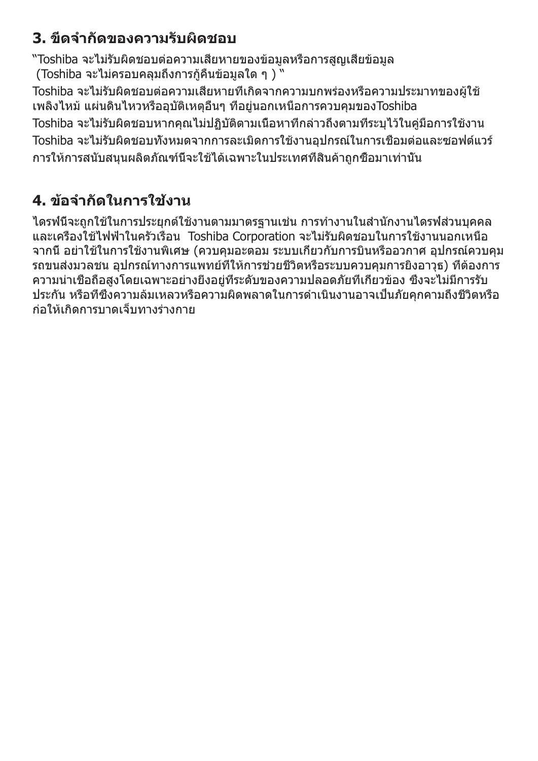## 3. ขีดจำกัดของความรับผิดชอบ

"Toshiba จะไม่รับผิดชอบต่อความเสียหายของข้อมูลหรือการสูญเสียข้อมูล
(Toshiba จะไม่ครอบคลุมถึงการกู้คืนข้อมูลใด ๆ ) "

Toshiba จะไม่รับผิดชอบต่อความเสียหายที่เกิดจากความบกพร่องหรือความประมาทของผู้ใช้ เพลิงไหม้ แผ่นดินไหวหรืออุบัติเหตุอื่นๆ ที่อยู่นอกเหนือการควบคุมของToshiba

Toshiba จะไม่รับผิดชอบหากคุณไม่ปฏิบัติตามเนื้อหาที่กล่าวถึงตามที่ระบุไว้ในคู่มือการใช้งาน

Toshiba จะไม่รับผิดชอบทั้งหมดจากการละเมิดการใช้งานอุปกรณ์ในการเชื่อมต่อและซอฟต์แวร์

การให้การสนับสนุนผลิตภัณฑ์นี้จะใช้ได้เฉพาะในประเทศที่สินค้าถูกซื้อมาเท่านั้น

## 4. ข้อจำกัดในการใช้งาน

ไดรฟ์นี้จะถูกใช้ในการประยุกต์ใช้งานตามมาตรฐานเช่น การทำงานในสำนักงานไดรฟ์ส่วนบุคคล และเครื่องใช้ไฟฟ้าในครัวเรือน  Toshiba Corporation จะไม่รับผิดชอบในการใช้งานนอกเหนือจากนี้ อย่าใช้ในการใช้งานพิเศษ (ควบคุมอะตอม ระบบเกี่ยวกับการบินหรืออวกาศ อุปกรณ์ควบคุมรถขนส่งมวลชน อุปกรณ์ทางการแพทย์ที่ให้การช่วยชีวิตหรือระบบควบคุมการยิงอาวุธ) ที่ต้องการความน่าเชื่อถือสูงโดยเฉพาะอย่างยิ่งอยู่ที่ระดับของความปลอดภัยที่เกี่ยวข้อง ซึ่งจะไม่มีการรับประกัน หรือที่ซึ่งความล้มเหลวหรือความผิดพลาดในการดำเนินงานอาจเป็นภัยคุกคามถึงชีวิตหรือก่อให้เกิดการบาดเจ็บทางร่างกาย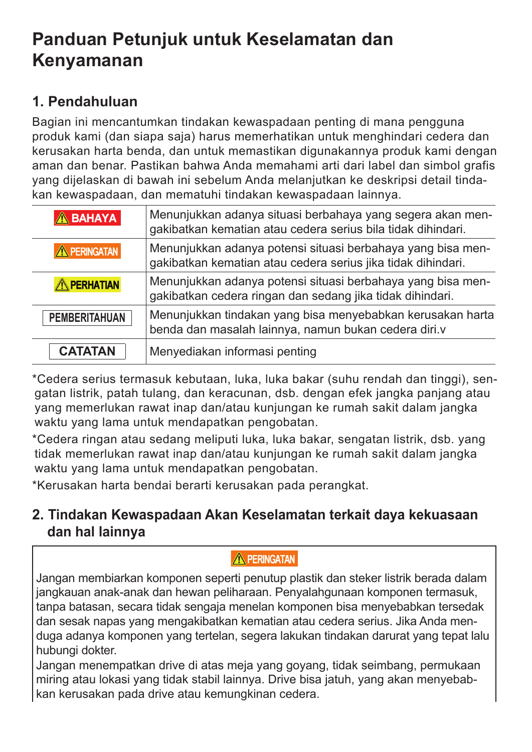# Panduan Petunjuk untuk Keselamatan dan Kenyamanan

## 1. Pendahuluan

Bagian ini mencantumkan tindakan kewaspadaan penting di mana pengguna produk kami (dan siapa saja) harus memerhatikan untuk menghindari cedera dan kerusakan harta benda, dan untuk memastikan digunakannya produk kami dengan aman dan benar. Pastikan bahwa Anda memahami arti dari label dan simbol grafis yang dijelaskan di bawah ini sebelum Anda melanjutkan ke deskripsi detail tindakan kewaspadaan, dan mematuhi tindakan kewaspadaan lainnya.

| | |
|---|---|
| ⚠ BAHAYA | Menunjukkan adanya situasi berbahaya yang segera akan mengakibatkan kematian atau cedera serius bila tidak dihindari. |
| ⚠ PERINGATAN | Menunjukkan adanya potensi situasi berbahaya yang bisa mengakibatkan kematian atau cedera serius jika tidak dihindari. |
| ⚠ PERHATIAN | Menunjukkan adanya potensi situasi berbahaya yang bisa mengakibatkan cedera ringan dan sedang jika tidak dihindari. |
| PEMBERITAHUAN | Menunjukkan tindakan yang bisa menyebabkan kerusakan harta benda dan masalah lainnya, namun bukan cedera diri.v |
| CATATAN | Menyediakan informasi penting |

*Cedera serius termasuk kebutaan, luka, luka bakar (suhu rendah dan tinggi), sengatan listrik, patah tulang, dan keracunan, dsb. dengan efek jangka panjang atau yang memerlukan rawat inap dan/atau kunjungan ke rumah sakit dalam jangka waktu yang lama untuk mendapatkan pengobatan.

*Cedera ringan atau sedang meliputi luka, luka bakar, sengatan listrik, dsb. yang tidak memerlukan rawat inap dan/atau kunjungan ke rumah sakit dalam jangka waktu yang lama untuk mendapatkan pengobatan.

*Kerusakan harta bendai berarti kerusakan pada perangkat.

## 2. Tindakan Kewaspadaan Akan Keselamatan terkait daya kekuasaan dan hal lainnya

⚠ PERINGATAN

Jangan membiarkan komponen seperti penutup plastik dan steker listrik berada dalam jangkauan anak-anak dan hewan peliharaan. Penyalahgunaan komponen termasuk, tanpa batasan, secara tidak sengaja menelan komponen bisa menyebabkan tersedak dan sesak napas yang mengakibatkan kematian atau cedera serius. Jika Anda menduga adanya komponen yang tertelan, segera lakukan tindakan darurat yang tepat lalu hubungi dokter.

Jangan menempatkan drive di atas meja yang goyang, tidak seimbang, permukaan miring atau lokasi yang tidak stabil lainnya. Drive bisa jatuh, yang akan menyebabkan kerusakan pada drive atau kemungkinan cedera.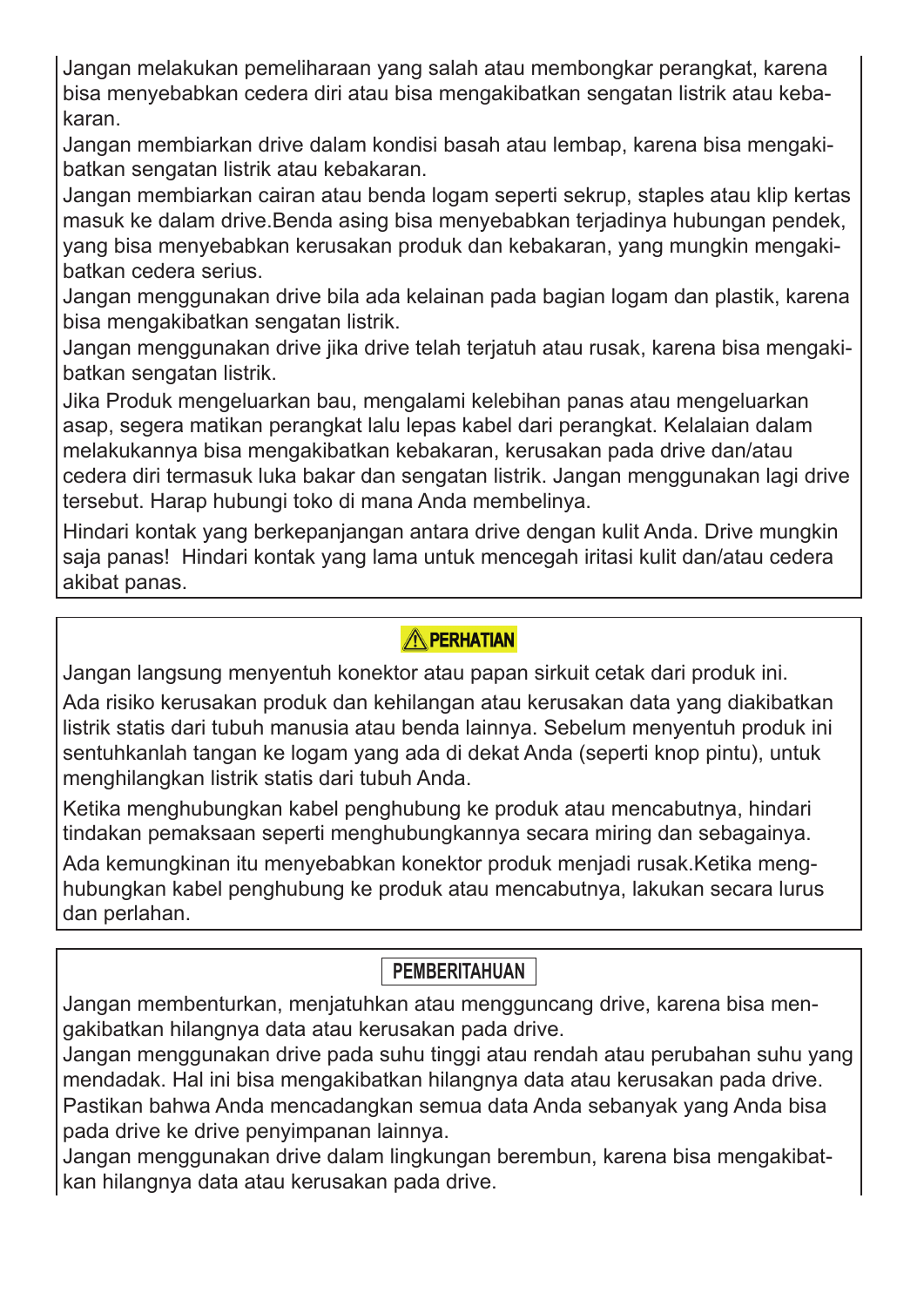Jangan melakukan pemeliharaan yang salah atau membongkar perangkat, karena bisa menyebabkan cedera diri atau bisa mengakibatkan sengatan listrik atau kebakaran.

Jangan membiarkan drive dalam kondisi basah atau lembap, karena bisa mengakibatkan sengatan listrik atau kebakaran.

Jangan membiarkan cairan atau benda logam seperti sekrup, staples atau klip kertas masuk ke dalam drive.Benda asing bisa menyebabkan terjadinya hubungan pendek, yang bisa menyebabkan kerusakan produk dan kebakaran, yang mungkin mengakibatkan cedera serius.

Jangan menggunakan drive bila ada kelainan pada bagian logam dan plastik, karena bisa mengakibatkan sengatan listrik.

Jangan menggunakan drive jika drive telah terjatuh atau rusak, karena bisa mengakibatkan sengatan listrik.

Jika Produk mengeluarkan bau, mengalami kelebihan panas atau mengeluarkan asap, segera matikan perangkat lalu lepas kabel dari perangkat. Kelalaian dalam melakukannya bisa mengakibatkan kebakaran, kerusakan pada drive dan/atau cedera diri termasuk luka bakar dan sengatan listrik. Jangan menggunakan lagi drive tersebut. Harap hubungi toko di mana Anda membelinya.

Hindari kontak yang berkepanjangan antara drive dengan kulit Anda. Drive mungkin saja panas! Hindari kontak yang lama untuk mencegah iritasi kulit dan/atau cedera akibat panas.

**⚠ PERHATIAN**

Jangan langsung menyentuh konektor atau papan sirkuit cetak dari produk ini.

Ada risiko kerusakan produk dan kehilangan atau kerusakan data yang diakibatkan listrik statis dari tubuh manusia atau benda lainnya. Sebelum menyentuh produk ini sentuhkanlah tangan ke logam yang ada di dekat Anda (seperti knop pintu), untuk menghilangkan listrik statis dari tubuh Anda.

Ketika menghubungkan kabel penghubung ke produk atau mencabutnya, hindari tindakan pemaksaan seperti menghubungkannya secara miring dan sebagainya.

Ada kemungkinan itu menyebabkan konektor produk menjadi rusak.Ketika menghubungkan kabel penghubung ke produk atau mencabutnya, lakukan secara lurus dan perlahan.

**PEMBERITAHUAN**

Jangan membenturkan, menjatuhkan atau mengguncang drive, karena bisa mengakibatkan hilangnya data atau kerusakan pada drive.

Jangan menggunakan drive pada suhu tinggi atau rendah atau perubahan suhu yang mendadak. Hal ini bisa mengakibatkan hilangnya data atau kerusakan pada drive.

Pastikan bahwa Anda mencadangkan semua data Anda sebanyak yang Anda bisa pada drive ke drive penyimpanan lainnya.

Jangan menggunakan drive dalam lingkungan berembun, karena bisa mengakibatkan hilangnya data atau kerusakan pada drive.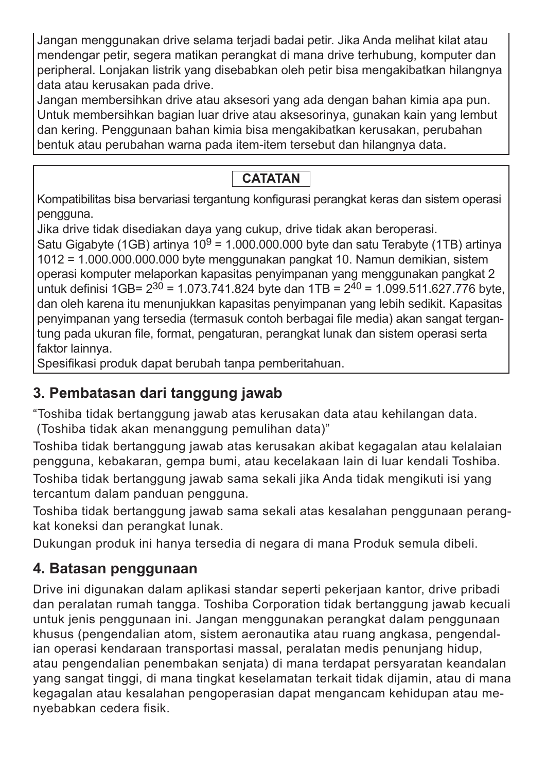Jangan menggunakan drive selama terjadi badai petir. Jika Anda melihat kilat atau mendengar petir, segera matikan perangkat di mana drive terhubung, komputer dan peripheral. Lonjakan listrik yang disebabkan oleh petir bisa mengakibatkan hilangnya data atau kerusakan pada drive.

Jangan membersihkan drive atau aksesori yang ada dengan bahan kimia apa pun. Untuk membersihkan bagian luar drive atau aksesorinya, gunakan kain yang lembut dan kering. Penggunaan bahan kimia bisa mengakibatkan kerusakan, perubahan bentuk atau perubahan warna pada item-item tersebut dan hilangnya data.

**CATATAN**

Kompatibilitas bisa bervariasi tergantung konfigurasi perangkat keras dan sistem operasi pengguna.

Jika drive tidak disediakan daya yang cukup, drive tidak akan beroperasi.

Satu Gigabyte (1GB) artinya $10^9$ = 1.000.000.000 byte dan satu Terabyte (1TB) artinya 1012 = 1.000.000.000.000 byte menggunakan pangkat 10. Namun demikian, sistem operasi komputer melaporkan kapasitas penyimpanan yang menggunakan pangkat 2 untuk definisi 1GB= $2^{30}$ = 1.073.741.824 byte dan 1TB = $2^{40}$ = 1.099.511.627.776 byte, dan oleh karena itu menunjukkan kapasitas penyimpanan yang lebih sedikit. Kapasitas penyimpanan yang tersedia (termasuk contoh berbagai file media) akan sangat tergantung pada ukuran file, format, pengaturan, perangkat lunak dan sistem operasi serta faktor lainnya.

Spesifikasi produk dapat berubah tanpa pemberitahuan.

## 3. Pembatasan dari tanggung jawab

"Toshiba tidak bertanggung jawab atas kerusakan data atau kehilangan data. (Toshiba tidak akan menanggung pemulihan data)"

Toshiba tidak bertanggung jawab atas kerusakan akibat kegagalan atau kelalaian pengguna, kebakaran, gempa bumi, atau kecelakaan lain di luar kendali Toshiba.

Toshiba tidak bertanggung jawab sama sekali jika Anda tidak mengikuti isi yang tercantum dalam panduan pengguna.

Toshiba tidak bertanggung jawab sama sekali atas kesalahan penggunaan perangkat koneksi dan perangkat lunak.

Dukungan produk ini hanya tersedia di negara di mana Produk semula dibeli.

## 4. Batasan penggunaan

Drive ini digunakan dalam aplikasi standar seperti pekerjaan kantor, drive pribadi dan peralatan rumah tangga. Toshiba Corporation tidak bertanggung jawab kecuali untuk jenis penggunaan ini. Jangan menggunakan perangkat dalam penggunaan khusus (pengendalian atom, sistem aeronautika atau ruang angkasa, pengendalian operasi kendaraan transportasi massal, peralatan medis penunjang hidup, atau pengendalian penembakan senjata) di mana terdapat persyaratan keandalan yang sangat tinggi, di mana tingkat keselamatan terkait tidak dijamin, atau di mana kegagalan atau kesalahan pengoperasian dapat mengancam kehidupan atau menyebabkan cedera fisik.